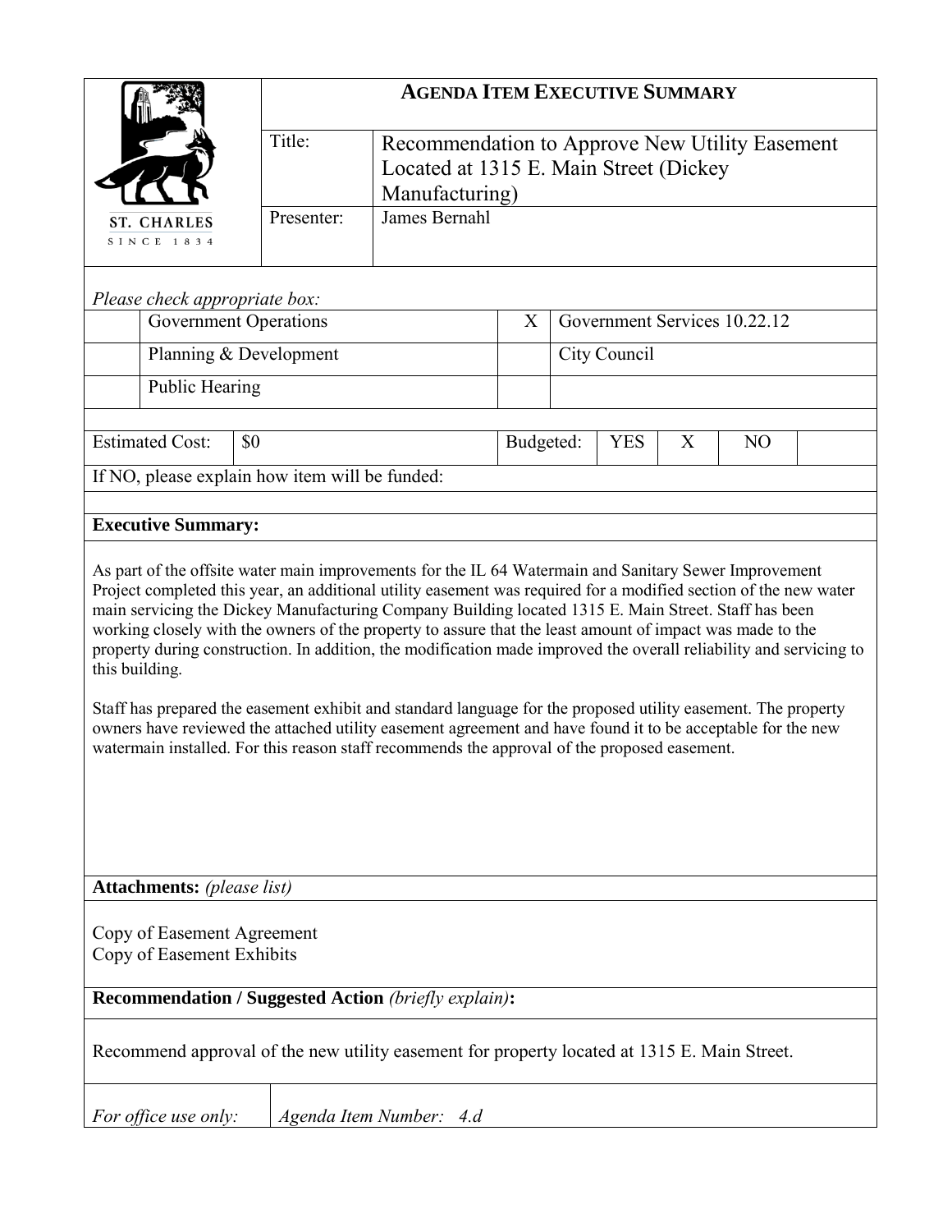# AGENDA ITEM EXECUTIVE SUMMARY

ST. CHARLES
SINCE 1834

| | |
|---|---|
| Title: | Recommendation to Approve New Utility Easement Located at 1315 E. Main Street (Dickey Manufacturing) |
| Presenter: | James Bernahl |

*Please check appropriate box:*

| | | | |
|---|---|---|---|
| | Government Operations | X | Government Services 10.22.12 |
| | Planning & Development | | City Council |
| | Public Hearing | | |

| Estimated Cost: | $0 | Budgeted: | YES | X | NO | |
|---|---|---|---|---|---|---|

If NO, please explain how item will be funded:

**Executive Summary:**

As part of the offsite water main improvements for the IL 64 Watermain and Sanitary Sewer Improvement Project completed this year, an additional utility easement was required for a modified section of the new water main servicing the Dickey Manufacturing Company Building located 1315 E. Main Street. Staff has been working closely with the owners of the property to assure that the least amount of impact was made to the property during construction. In addition, the modification made improved the overall reliability and servicing to this building.

Staff has prepared the easement exhibit and standard language for the proposed utility easement. The property owners have reviewed the attached utility easement agreement and have found it to be acceptable for the new watermain installed. For this reason staff recommends the approval of the proposed easement.

**Attachments:** *(please list)*

Copy of Easement Agreement
Copy of Easement Exhibits

**Recommendation / Suggested Action** *(briefly explain)***:**

Recommend approval of the new utility easement for property located at 1315 E. Main Street.

| *For office use only:* | *Agenda Item Number: 4.d* |
|---|---|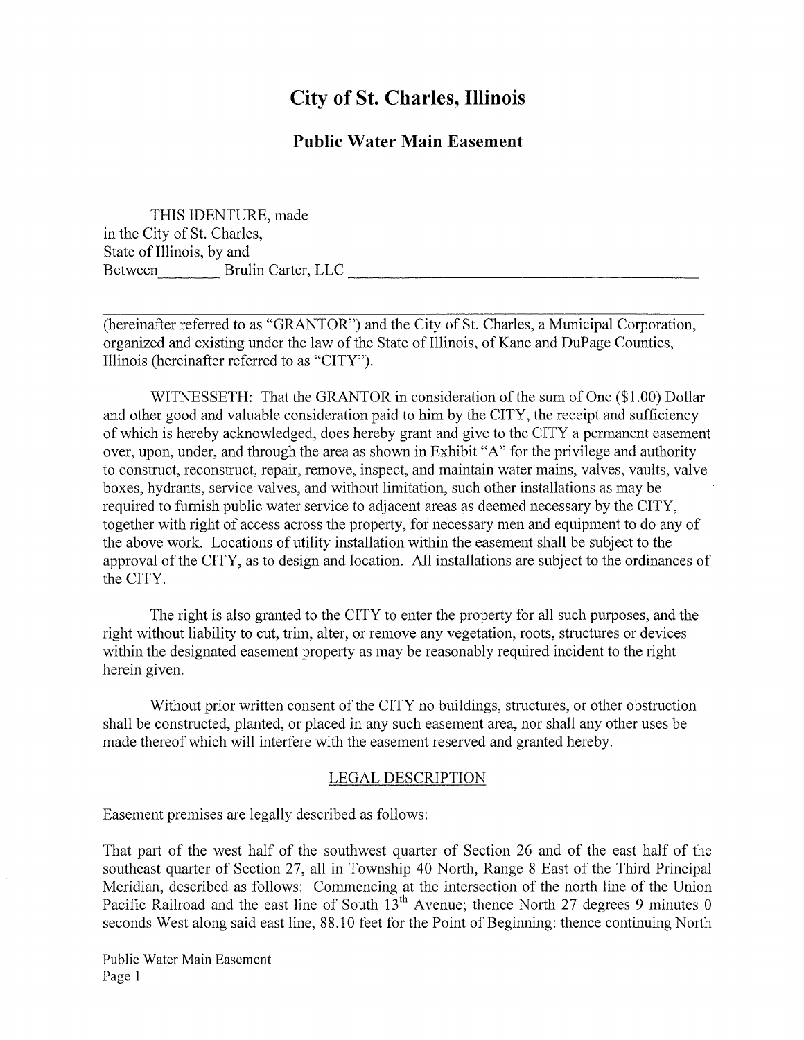# City of St. Charles, Illinois

## Public Water Main Easement

THIS IDENTURE, made
in the City of St. Charles,
State of Illinois, by and
Between\_\_\_\_\_\_\_\_ Brulin Carter, LLC \_\_\_\_\_\_\_\_\_\_\_\_\_\_\_\_\_\_\_\_\_\_\_\_\_\_\_\_\_\_\_\_\_\_\_\_\_\_\_\_

\_\_\_\_\_\_\_\_\_\_\_\_\_\_\_\_\_\_\_\_\_\_\_\_\_\_\_\_\_\_\_\_\_\_\_\_\_\_\_\_\_\_\_\_\_\_\_\_\_\_\_\_\_\_\_\_\_\_\_\_\_\_\_\_\_\_\_\_\_\_\_\_
(hereinafter referred to as "GRANTOR") and the City of St. Charles, a Municipal Corporation, organized and existing under the law of the State of Illinois, of Kane and DuPage Counties, Illinois (hereinafter referred to as "CITY").

WITNESSETH: That the GRANTOR in consideration of the sum of One ($1.00) Dollar and other good and valuable consideration paid to him by the CITY, the receipt and sufficiency of which is hereby acknowledged, does hereby grant and give to the CITY a permanent easement over, upon, under, and through the area as shown in Exhibit "A" for the privilege and authority to construct, reconstruct, repair, remove, inspect, and maintain water mains, valves, vaults, valve boxes, hydrants, service valves, and without limitation, such other installations as may be required to furnish public water service to adjacent areas as deemed necessary by the CITY, together with right of access across the property, for necessary men and equipment to do any of the above work. Locations of utility installation within the easement shall be subject to the approval of the CITY, as to design and location. All installations are subject to the ordinances of the CITY.

The right is also granted to the CITY to enter the property for all such purposes, and the right without liability to cut, trim, alter, or remove any vegetation, roots, structures or devices within the designated easement property as may be reasonably required incident to the right herein given.

Without prior written consent of the CITY no buildings, structures, or other obstruction shall be constructed, planted, or placed in any such easement area, nor shall any other uses be made thereof which will interfere with the easement reserved and granted hereby.

LEGAL DESCRIPTION

Easement premises are legally described as follows:

That part of the west half of the southwest quarter of Section 26 and of the east half of the southeast quarter of Section 27, all in Township 40 North, Range 8 East of the Third Principal Meridian, described as follows: Commencing at the intersection of the north line of the Union Pacific Railroad and the east line of South 13th Avenue; thence North 27 degrees 9 minutes 0 seconds West along said east line, 88.10 feet for the Point of Beginning: thence continuing North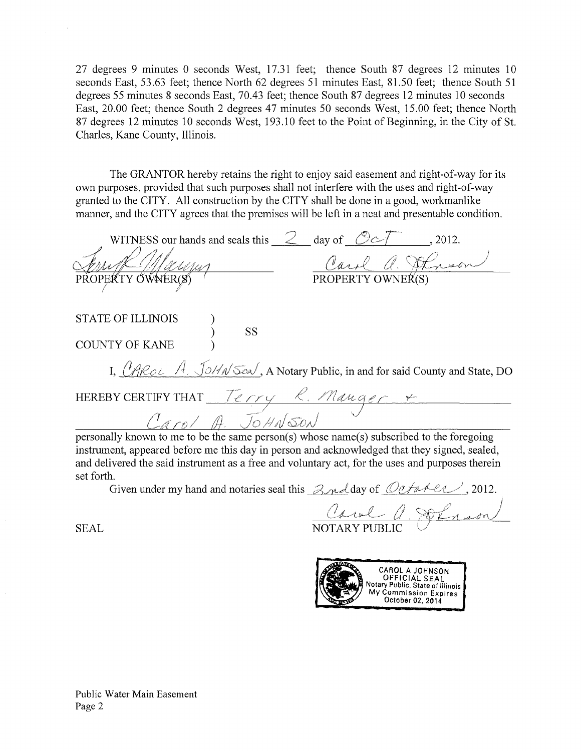27 degrees 9 minutes 0 seconds West, 17.31 feet; thence South 87 degrees 12 minutes 10 seconds East, 53.63 feet; thence North 62 degrees 51 minutes East, 81.50 feet; thence South 51 degrees 55 minutes 8 seconds East, 70.43 feet; thence South 87 degrees 12 minutes 10 seconds East, 20.00 feet; thence South 2 degrees 47 minutes 50 seconds West, 15.00 feet; thence North 87 degrees 12 minutes 10 seconds West, 193.10 feet to the Point of Beginning, in the City of St. Charles, Kane County, Illinois.

The GRANTOR hereby retains the right to enjoy said easement and right-of-way for its own purposes, provided that such purposes shall not interfere with the uses and right-of-way granted to the CITY. All construction by the CITY shall be done in a good, workmanlike manner, and the CITY agrees that the premises will be left in a neat and presentable condition.

WITNESS our hands and seals this 2 day of Oct, 2012.

Terry R. Manger  
PROPERTY OWNER(S)

Carol A. Johnson  
PROPERTY OWNER(S)

STATE OF ILLINOIS )  
) SS  
COUNTY OF KANE )

I, CAROL A. JOHNSON, A Notary Public, in and for said County and State, DO HEREBY CERTIFY THAT Terry R. Manger + Carol A. Johnson personally known to me to be the same person(s) whose name(s) subscribed to the foregoing instrument, appeared before me this day in person and acknowledged that they signed, sealed, and delivered the said instrument as a free and voluntary act, for the uses and purposes therein set forth.

Given under my hand and notaries seal this 2nd day of October, 2012.

Carol A. Johnson  
NOTARY PUBLIC

SEAL

CAROL A JOHNSON  
OFFICIAL SEAL  
Notary Public, State of Illinois  
My Commission Expires  
October 02, 2014

Public Water Main Easement  
Page 2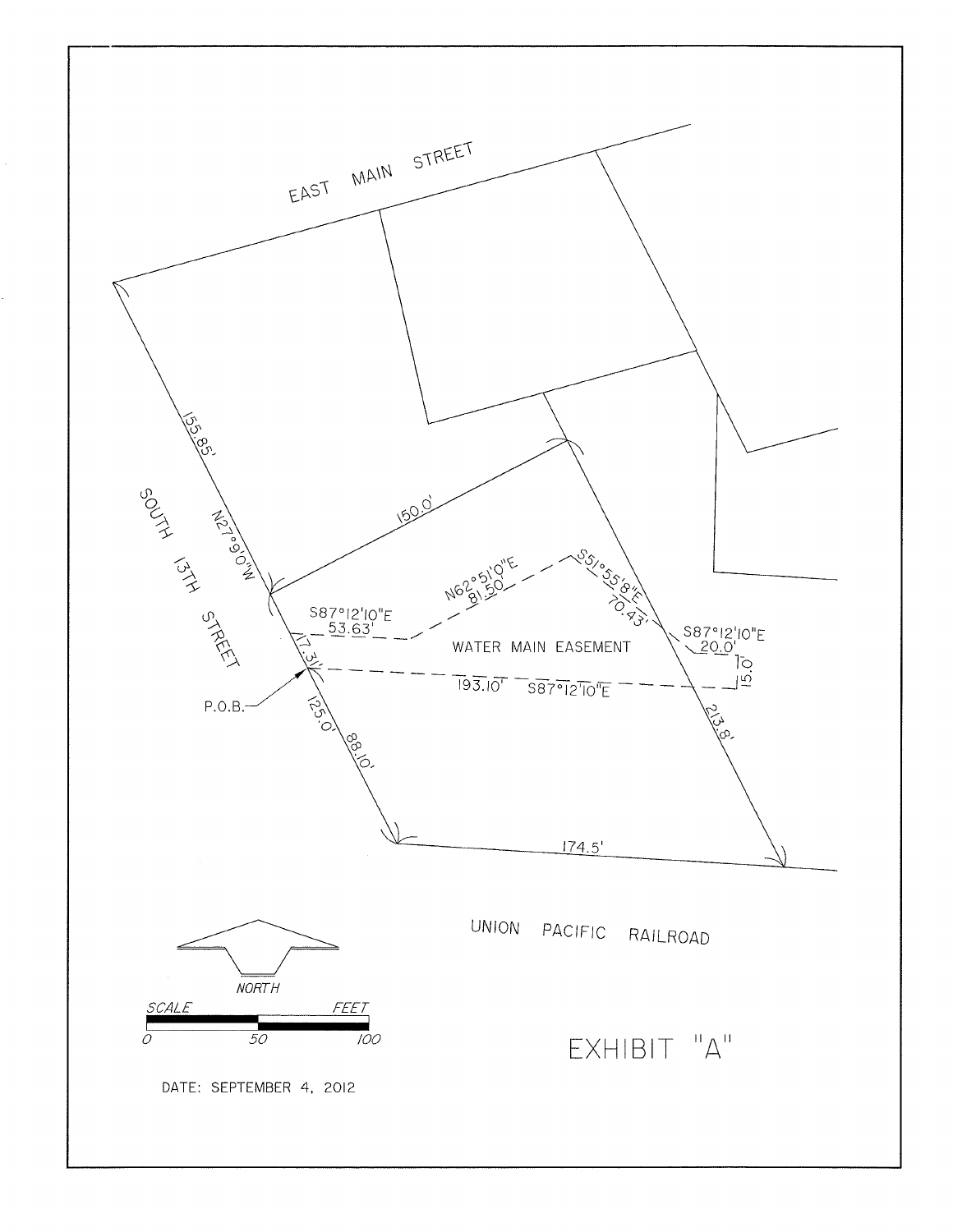EAST MAIN STREET

SOUTH 13TH STREET

155.85'

N27°9'0"W

150.0'

S87°12'10"E
53.63'

N62°51'0"E
81.50'

S51°55'8"E
70.43'

S87°12'10"E
20.0'

15.0'

17.31'

WATER MAIN EASEMENT

193.10' S87°12'10"E

P.O.B.

125.0'

88.10'

213.8'

174.5'

UNION PACIFIC RAILROAD

NORTH

SCALE FEET

0 50 100

EXHIBIT "A"

DATE: SEPTEMBER 4, 2012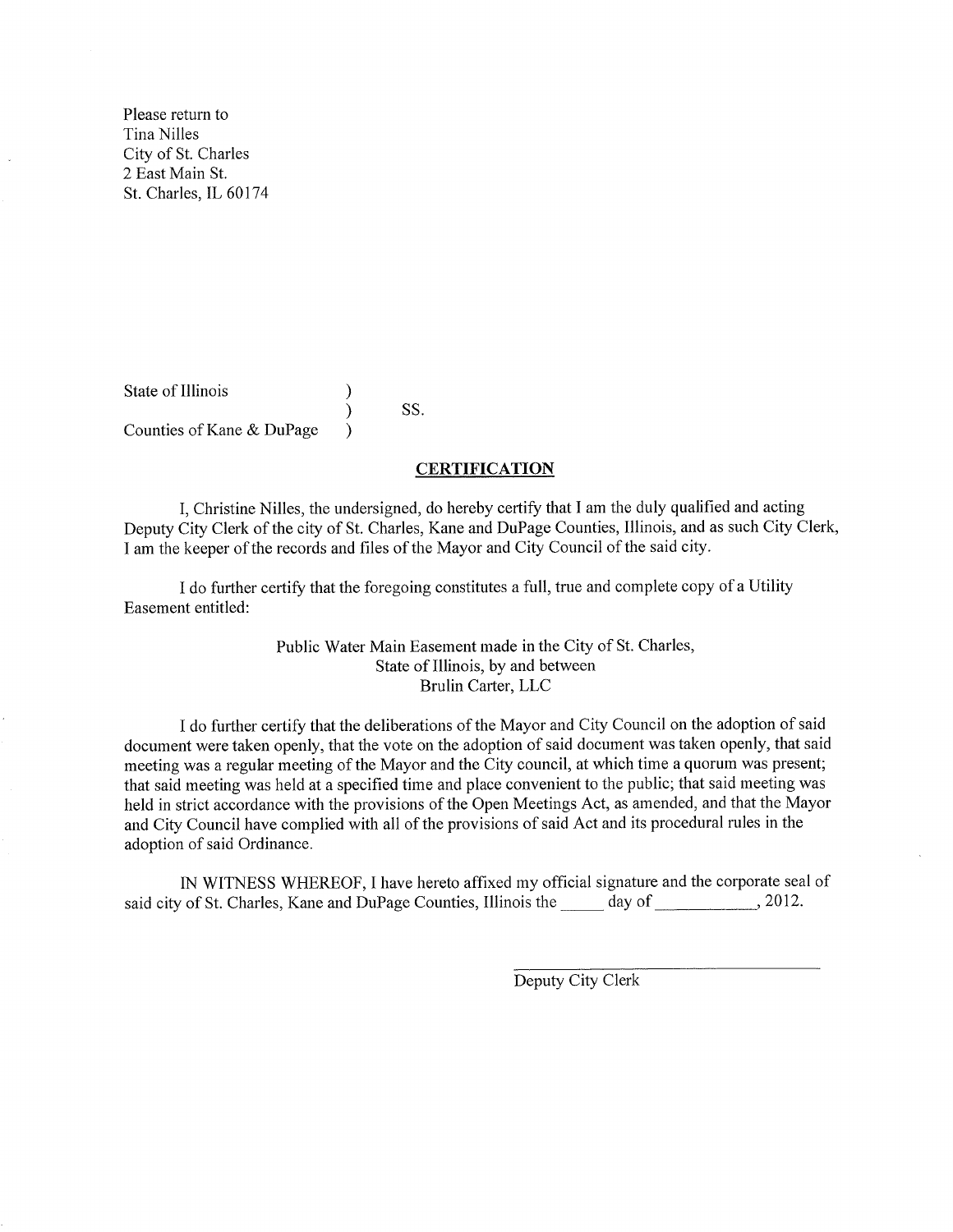Please return to
Tina Nilles
City of St. Charles
2 East Main St.
St. Charles, IL 60174

State of Illinois )
) SS.
Counties of Kane & DuPage )

## **CERTIFICATION**

I, Christine Nilles, the undersigned, do hereby certify that I am the duly qualified and acting Deputy City Clerk of the city of St. Charles, Kane and DuPage Counties, Illinois, and as such City Clerk, I am the keeper of the records and files of the Mayor and City Council of the said city.

I do further certify that the foregoing constitutes a full, true and complete copy of a Utility Easement entitled:

Public Water Main Easement made in the City of St. Charles,
State of Illinois, by and between
Brulin Carter, LLC

I do further certify that the deliberations of the Mayor and City Council on the adoption of said document were taken openly, that the vote on the adoption of said document was taken openly, that said meeting was a regular meeting of the Mayor and the City council, at which time a quorum was present; that said meeting was held at a specified time and place convenient to the public; that said meeting was held in strict accordance with the provisions of the Open Meetings Act, as amended, and that the Mayor and City Council have complied with all of the provisions of said Act and its procedural rules in the adoption of said Ordinance.

IN WITNESS WHEREOF, I have hereto affixed my official signature and the corporate seal of said city of St. Charles, Kane and DuPage Counties, Illinois the _____ day of ___________, 2012.

______________________________
Deputy City Clerk